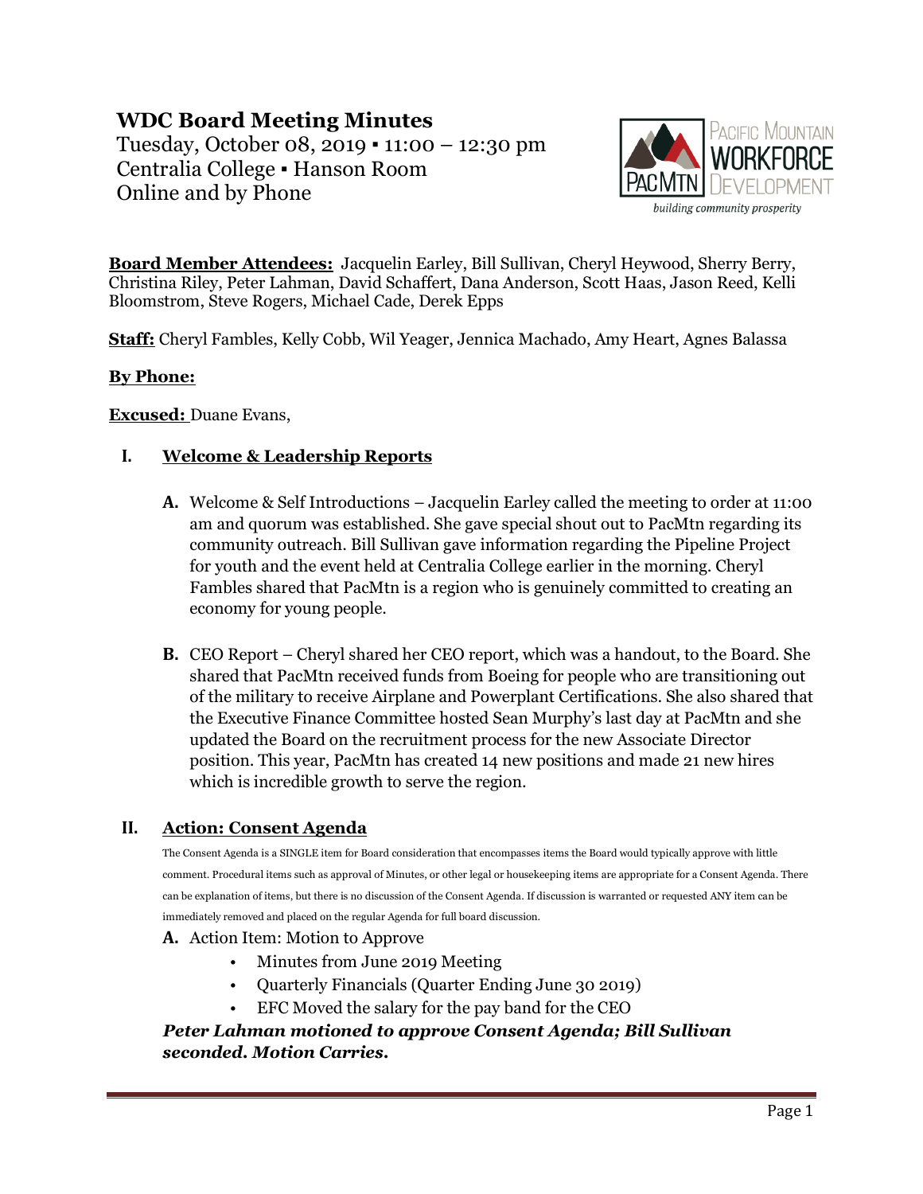# WDC Board Meeting Minutes

Tuesday, October 08, 2019 ▪ 11:00 – 12:30 pm
Centralia College ▪ Hanson Room
Online and by Phone

PACIFIC MOUNTAIN WORKFORCE DEVELOPMENT
PACMTN
*building community prosperity*

**Board Member Attendees:** Jacquelin Earley, Bill Sullivan, Cheryl Heywood, Sherry Berry, Christina Riley, Peter Lahman, David Schaffert, Dana Anderson, Scott Haas, Jason Reed, Kelli Bloomstrom, Steve Rogers, Michael Cade, Derek Epps

**Staff:** Cheryl Fambles, Kelly Cobb, Wil Yeager, Jennica Machado, Amy Heart, Agnes Balassa

**By Phone:**

**Excused:** Duane Evans,

## I. Welcome & Leadership Reports

**A.** Welcome & Self Introductions – Jacquelin Earley called the meeting to order at 11:00 am and quorum was established. She gave special shout out to PacMtn regarding its community outreach. Bill Sullivan gave information regarding the Pipeline Project for youth and the event held at Centralia College earlier in the morning. Cheryl Fambles shared that PacMtn is a region who is genuinely committed to creating an economy for young people.

**B.** CEO Report – Cheryl shared her CEO report, which was a handout, to the Board. She shared that PacMtn received funds from Boeing for people who are transitioning out of the military to receive Airplane and Powerplant Certifications. She also shared that the Executive Finance Committee hosted Sean Murphy's last day at PacMtn and she updated the Board on the recruitment process for the new Associate Director position. This year, PacMtn has created 14 new positions and made 21 new hires which is incredible growth to serve the region.

## II. Action: Consent Agenda

The Consent Agenda is a SINGLE item for Board consideration that encompasses items the Board would typically approve with little comment. Procedural items such as approval of Minutes, or other legal or housekeeping items are appropriate for a Consent Agenda. There can be explanation of items, but there is no discussion of the Consent Agenda. If discussion is warranted or requested ANY item can be immediately removed and placed on the regular Agenda for full board discussion.

**A.** Action Item: Motion to Approve

- Minutes from June 2019 Meeting
- Quarterly Financials (Quarter Ending June 30 2019)
- EFC Moved the salary for the pay band for the CEO

***Peter Lahman motioned to approve Consent Agenda; Bill Sullivan seconded. Motion Carries.***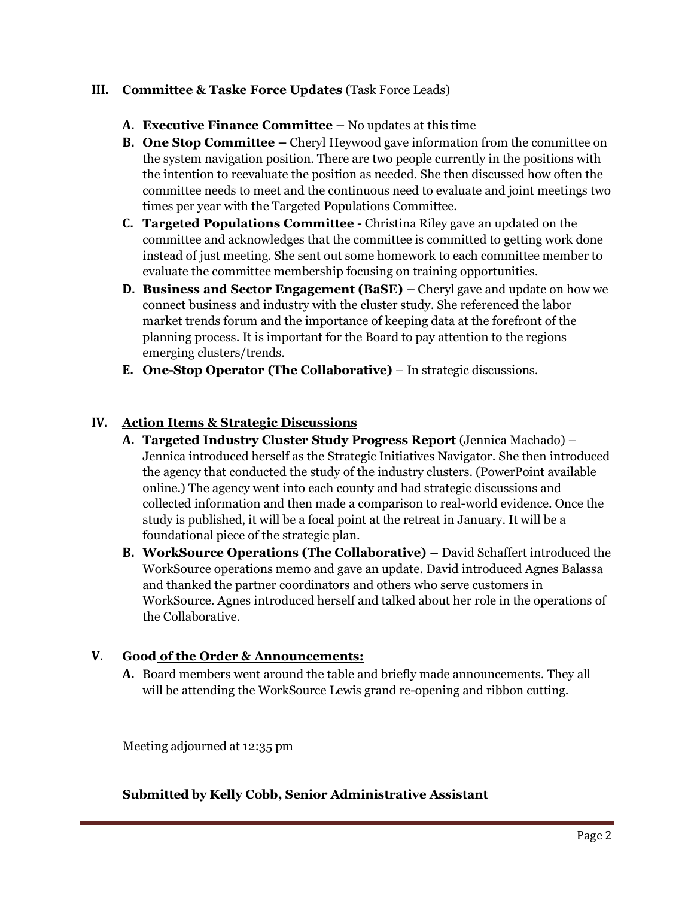## III. **Committee & Taske Force Updates** (Task Force Leads)

A. **Executive Finance Committee –** No updates at this time

B. **One Stop Committee –** Cheryl Heywood gave information from the committee on the system navigation position. There are two people currently in the positions with the intention to reevaluate the position as needed. She then discussed how often the committee needs to meet and the continuous need to evaluate and joint meetings two times per year with the Targeted Populations Committee.

C. **Targeted Populations Committee -** Christina Riley gave an updated on the committee and acknowledges that the committee is committed to getting work done instead of just meeting. She sent out some homework to each committee member to evaluate the committee membership focusing on training opportunities.

D. **Business and Sector Engagement (BaSE) –** Cheryl gave and update on how we connect business and industry with the cluster study. She referenced the labor market trends forum and the importance of keeping data at the forefront of the planning process. It is important for the Board to pay attention to the regions emerging clusters/trends.

E. **One-Stop Operator (The Collaborative)** – In strategic discussions.

## IV. **Action Items & Strategic Discussions**

A. **Targeted Industry Cluster Study Progress Report** (Jennica Machado) – Jennica introduced herself as the Strategic Initiatives Navigator. She then introduced the agency that conducted the study of the industry clusters. (PowerPoint available online.) The agency went into each county and had strategic discussions and collected information and then made a comparison to real-world evidence. Once the study is published, it will be a focal point at the retreat in January. It will be a foundational piece of the strategic plan.

B. **WorkSource Operations (The Collaborative) –** David Schaffert introduced the WorkSource operations memo and gave an update. David introduced Agnes Balassa and thanked the partner coordinators and others who serve customers in WorkSource. Agnes introduced herself and talked about her role in the operations of the Collaborative.

## V. **Good of the Order & Announcements:**

A. Board members went around the table and briefly made announcements. They all will be attending the WorkSource Lewis grand re-opening and ribbon cutting.

Meeting adjourned at 12:35 pm

**Submitted by Kelly Cobb, Senior Administrative Assistant**